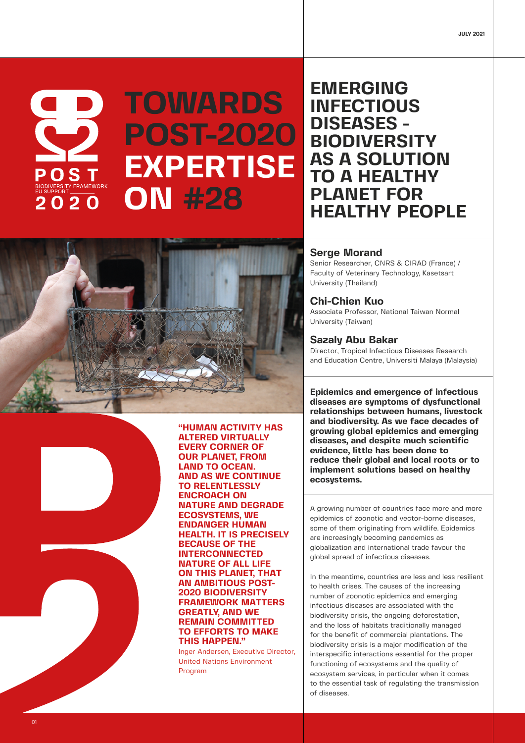JULY 2021

# TOWARDS POST-2020 EXPERTISE ON #28

POST
BIODIVERSITY FRAMEWORK
EU SUPPORT
2020

# EMERGING INFECTIOUS DISEASES - BIODIVERSITY AS A SOLUTION TO A HEALTHY PLANET FOR HEALTHY PEOPLE

### Serge Morand

Senior Researcher, CNRS & CIRAD (France) / Faculty of Veterinary Technology, Kasetsart University (Thailand)

### Chi-Chien Kuo

Associate Professor, National Taiwan Normal University (Taiwan)

### Sazaly Abu Bakar

Director, Tropical Infectious Diseases Research and Education Centre, Universiti Malaya (Malaysia)

**"HUMAN ACTIVITY HAS ALTERED VIRTUALLY EVERY CORNER OF OUR PLANET, FROM LAND TO OCEAN. AND AS WE CONTINUE TO RELENTLESSLY ENCROACH ON NATURE AND DEGRADE ECOSYSTEMS, WE ENDANGER HUMAN HEALTH. IT IS PRECISELY BECAUSE OF THE INTERCONNECTED NATURE OF ALL LIFE ON THIS PLANET, THAT AN AMBITIOUS POST-2020 BIODIVERSITY FRAMEWORK MATTERS GREATLY, AND WE REMAIN COMMITTED TO EFFORTS TO MAKE THIS HAPPEN."**

Inger Andersen, Executive Director, United Nations Environment Program

**Epidemics and emergence of infectious diseases are symptoms of dysfunctional relationships between humans, livestock and biodiversity. As we face decades of growing global epidemics and emerging diseases, and despite much scientific evidence, little has been done to reduce their global and local roots or to implement solutions based on healthy ecosystems.**

A growing number of countries face more and more epidemics of zoonotic and vector-borne diseases, some of them originating from wildlife. Epidemics are increasingly becoming pandemics as globalization and international trade favour the global spread of infectious diseases.

In the meantime, countries are less and less resilient to health crises. The causes of the increasing number of zoonotic epidemics and emerging infectious diseases are associated with the biodiversity crisis, the ongoing deforestation, and the loss of habitats traditionally managed for the benefit of commercial plantations. The biodiversity crisis is a major modification of the interspecific interactions essential for the proper functioning of ecosystems and the quality of ecosystem services, in particular when it comes to the essential task of regulating the transmission of diseases.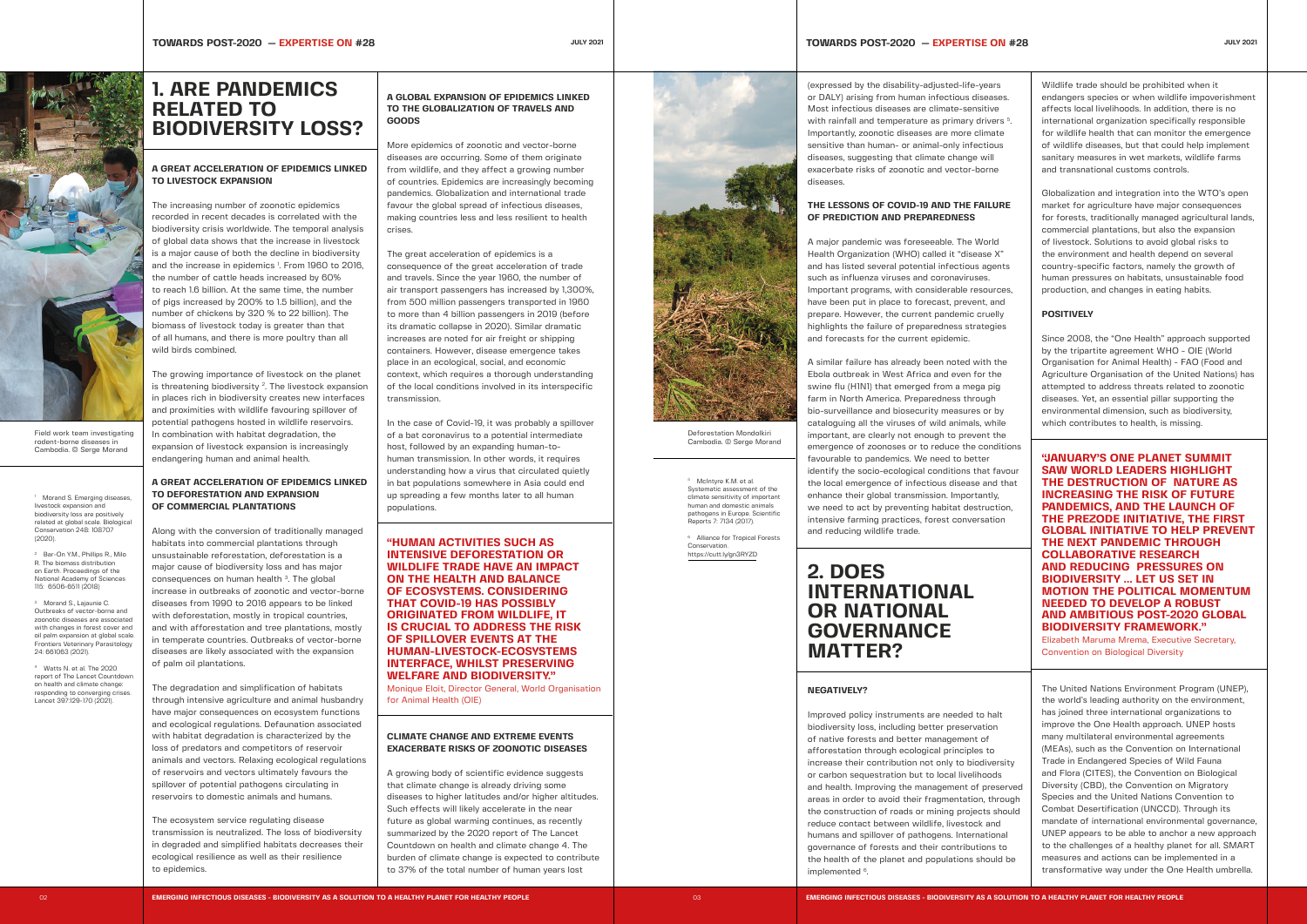# 1. ARE PANDEMICS RELATED TO BIODIVERSITY LOSS?

### A GREAT ACCELERATION OF EPIDEMICS LINKED TO LIVESTOCK EXPANSION

The increasing number of zoonotic epidemics recorded in recent decades is correlated with the biodiversity crisis worldwide. The temporal analysis of global data shows that the increase in livestock is a major cause of both the decline in biodiversity and the increase in epidemics [1]. From 1960 to 2016, the number of cattle heads increased by 60% to reach 1.6 billion. At the same time, the number of pigs increased by 200% to 1.5 billion), and the number of chickens by 320 % to 22 billion). The biomass of livestock today is greater than that of all humans, and there is more poultry than all wild birds combined.

The growing importance of livestock on the planet is threatening biodiversity [2]. The livestock expansion in places rich in biodiversity creates new interfaces and proximities with wildlife favouring spillover of potential pathogens hosted in wildlife reservoirs. In combination with habitat degradation, the expansion of livestock expansion is increasingly endangering human and animal health.

### A GREAT ACCELERATION OF EPIDEMICS LINKED TO DEFORESTATION AND EXPANSION OF COMMERCIAL PLANTATIONS

Along with the conversion of traditionally managed habitats into commercial plantations through unsustainable reforestation, deforestation is a major cause of biodiversity loss and has major consequences on human health [3]. The global increase in outbreaks of zoonotic and vector-borne diseases from 1990 to 2016 appears to be linked with deforestation, mostly in tropical countries, and with afforestation and tree plantations, mostly in temperate countries. Outbreaks of vector-borne diseases are likely associated with the expansion of palm oil plantations.

The degradation and simplification of habitats through intensive agriculture and animal husbandry have major consequences on ecosystem functions and ecological regulations. Defaunation associated with habitat degradation is characterized by the loss of predators and competitors of reservoir animals and vectors. Relaxing ecological regulations of reservoirs and vectors ultimately favours the spillover of potential pathogens circulating in reservoirs to domestic animals and humans.

The ecosystem service regulating disease transmission is neutralized. The loss of biodiversity in degraded and simplified habitats decreases their ecological resilience as well as their resilience to epidemics.

### A GLOBAL EXPANSION OF EPIDEMICS LINKED TO THE GLOBALIZATION OF TRAVELS AND GOODS

More epidemics of zoonotic and vector-borne diseases are occurring. Some of them originate from wildlife, and they affect a growing number of countries. Epidemics are increasingly becoming pandemics. Globalization and international trade favour the global spread of infectious diseases, making countries less and less resilient to health crises.

The great acceleration of epidemics is a consequence of the great acceleration of trade and travels. Since the year 1960, the number of air transport passengers has increased by 1,300%, from 500 million passengers transported in 1960 to more than 4 billion passengers in 2019 (before its dramatic collapse in 2020). Similar dramatic increases are noted for air freight or shipping containers. However, disease emergence takes place in an ecological, social, and economic context, which requires a thorough understanding of the local conditions involved in its interspecific transmission.

In the case of Covid-19, it was probably a spillover of a bat coronavirus to a potential intermediate host, followed by an expanding human-to-human transmission. In other words, it requires understanding how a virus that circulated quietly in bat populations somewhere in Asia could end up spreading a few months later to all human populations.

**"HUMAN ACTIVITIES SUCH AS INTENSIVE DEFORESTATION OR WILDLIFE TRADE HAVE AN IMPACT ON THE HEALTH AND BALANCE OF ECOSYSTEMS. CONSIDERING THAT COVID-19 HAS POSSIBLY ORIGINATED FROM WILDLIFE, IT IS CRUCIAL TO ADDRESS THE RISK OF SPILLOVER EVENTS AT THE HUMAN-LIVESTOCK-ECOSYSTEMS INTERFACE, WHILST PRESERVING WELFARE AND BIODIVERSITY."**
Monique Eloit, Director General, World Organisation for Animal Health (OIE)

### CLIMATE CHANGE AND EXTREME EVENTS EXACERBATE RISKS OF ZOONOTIC DISEASES

A growing body of scientific evidence suggests that climate change is already driving some diseases to higher latitudes and/or higher altitudes. Such effects will likely accelerate in the near future as global warming continues, as recently summarized by the 2020 report of The Lancet Countdown on health and climate change 4. The burden of climate change is expected to contribute to 37% of the total number of human years lost (expressed by the disability-adjusted-life-years or DALY) arising from human infectious diseases. Most infectious diseases are climate-sensitive with rainfall and temperature as primary drivers [5]. Importantly, zoonotic diseases are more climate sensitive than human- or animal-only infectious diseases, suggesting that climate change will exacerbate risks of zoonotic and vector-borne diseases.

### THE LESSONS OF COVID-19 AND THE FAILURE OF PREDICTION AND PREPAREDNESS

A major pandemic was foreseeable. The World Health Organization (WHO) called it "disease X" and has listed several potential infectious agents such as influenza viruses and coronaviruses. Important programs, with considerable resources, have been put in place to forecast, prevent, and prepare. However, the current pandemic cruelly highlights the failure of preparedness strategies and forecasts for the current epidemic.

A similar failure has already been noted with the Ebola outbreak in West Africa and even for the swine flu (H1N1) that emerged from a mega pig farm in North America. Preparedness through bio-surveillance and biosecurity measures or by cataloguing all the viruses of wild animals, while important, are clearly not enough to prevent the emergence of zoonoses or to reduce the conditions favourable to pandemics. We need to better identify the socio-ecological conditions that favour the local emergence of infectious disease and that enhance their global transmission. Importantly, we need to act by preventing habitat destruction, intensive farming practices, forest conservation and reducing wildlife trade.

Field work team investigating rodent-borne diseases in Cambodia. © Serge Morand

Deforestation Mondolkiri Cambodia. © Serge Morand

[1] Morand S. Emerging diseases, livestock expansion and biodiversity loss are positively related at global scale. Biological Conservation 248: 108707 (2020).

[2] Bar-On Y.M., Phillips R., Milo R. The biomass distribution on Earth. Proceedings of the National Academy of Sciences 115: 6506-6511 (2018).

[3] Morand S., Lajaunie C. Outbreaks of vector-borne and zoonotic diseases are associated with changes in forest cover and oil palm expansion at global scale. Frontiers Veterinary Parasitology 24: 661063 (2021).

[4] Watts N. et al. The 2020 report of The Lancet Countdown on health and climate change: responding to converging crises. Lancet 397:129-170 (2021).

[5] McIntyre K.M. et al. Systematic assessment of the climate sensitivity of important human and domestic animals pathogens in Europe. Scientific Reports 7: 7134 (2017).

[6] Alliance for Tropical Forests Conservation. https://cutt.ly/gn3RYZD

# 2. DOES INTERNATIONAL OR NATIONAL GOVERNANCE MATTER?

### NEGATIVELY?

Improved policy instruments are needed to halt biodiversity loss, including better preservation of native forests and better management of afforestation through ecological principles to increase their contribution not only to biodiversity or carbon sequestration but to local livelihoods and health. Improving the management of preserved areas in order to avoid their fragmentation, through the construction of roads or mining projects should reduce contact between wildlife, livestock and humans and spillover of pathogens. International governance of forests and their contributions to the health of the planet and populations should be implemented [6].

Wildlife trade should be prohibited when it endangers species or when wildlife impoverishment affects local livelihoods. In addition, there is no international organization specifically responsible for wildlife health that can monitor the emergence of wildlife diseases, but that could help implement sanitary measures in wet markets, wildlife farms and transnational customs controls.

Globalization and integration into the WTO's open market for agriculture have major consequences for forests, traditionally managed agricultural lands, commercial plantations, but also the expansion of livestock. Solutions to avoid global risks to the environment and health depend on several country-specific factors, namely the growth of human pressures on habitats, unsustainable food production, and changes in eating habits.

### POSITIVELY

Since 2008, the "One Health" approach supported by the tripartite agreement WHO - OIE (World Organisation for Animal Health) - FAO (Food and Agriculture Organisation of the United Nations) has attempted to address threats related to zoonotic diseases. Yet, an essential pillar supporting the environmental dimension, such as biodiversity, which contributes to health, is missing.

**"JANUARY'S ONE PLANET SUMMIT SAW WORLD LEADERS HIGHLIGHT THE DESTRUCTION OF NATURE AS INCREASING THE RISK OF FUTURE PANDEMICS, AND THE LAUNCH OF THE PREZODE INITIATIVE, THE FIRST GLOBAL INITIATIVE TO HELP PREVENT THE NEXT PANDEMIC THROUGH COLLABORATIVE RESEARCH AND REDUCING PRESSURES ON BIODIVERSITY ... LET US SET IN MOTION THE POLITICAL MOMENTUM NEEDED TO DEVELOP A ROBUST AND AMBITIOUS POST-2020 GLOBAL BIODIVERSITY FRAMEWORK."**
Elizabeth Maruma Mrema, Executive Secretary, Convention on Biological Diversity

The United Nations Environment Program (UNEP), the world's leading authority on the environment, has joined three international organizations to improve the One Health approach. UNEP hosts many multilateral environmental agreements (MEAs), such as the Convention on International Trade in Endangered Species of Wild Fauna and Flora (CITES), the Convention on Biological Diversity (CBD), the Convention on Migratory Species and the United Nations Convention to Combat Desertification (UNCCD). Through its mandate of international environmental governance, UNEP appears to be able to anchor a new approach to the challenges of a healthy planet for all. SMART measures and actions can be implemented in a transformative way under the One Health umbrella.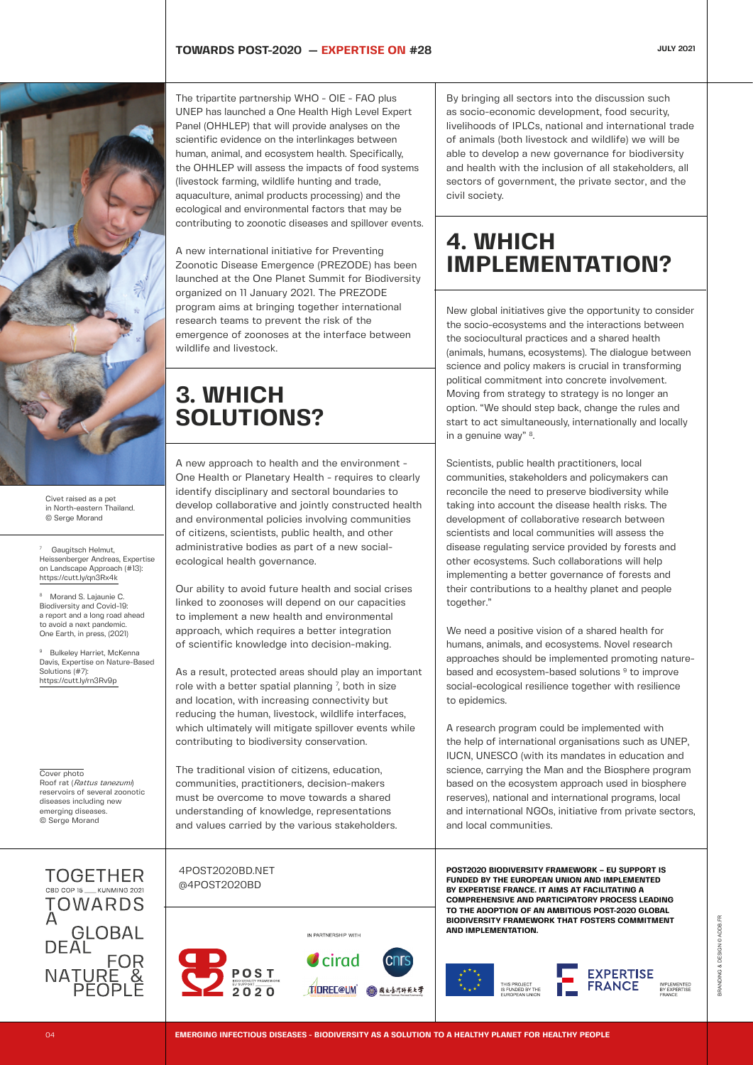The tripartite partnership WHO - OIE - FAO plus UNEP has launched a One Health High Level Expert Panel (OHHLEP) that will provide analyses on the scientific evidence on the interlinkages between human, animal, and ecosystem health. Specifically, the OHHLEP will assess the impacts of food systems (livestock farming, wildlife hunting and trade, aquaculture, animal products processing) and the ecological and environmental factors that may be contributing to zoonotic diseases and spillover events.

A new international initiative for Preventing Zoonotic Disease Emergence (PREZODE) has been launched at the One Planet Summit for Biodiversity organized on 11 January 2021. The PREZODE program aims at bringing together international research teams to prevent the risk of the emergence of zoonoses at the interface between wildlife and livestock.

## 3. WHICH SOLUTIONS?

A new approach to health and the environment - One Health or Planetary Health - requires to clearly identify disciplinary and sectoral boundaries to develop collaborative and jointly constructed health and environmental policies involving communities of citizens, scientists, public health, and other administrative bodies as part of a new social-ecological health governance.

Our ability to avoid future health and social crises linked to zoonoses will depend on our capacities to implement a new health and environmental approach, which requires a better integration of scientific knowledge into decision-making.

As a result, protected areas should play an important role with a better spatial planning [7], both in size and location, with increasing connectivity but reducing the human, livestock, wildlife interfaces, which ultimately will mitigate spillover events while contributing to biodiversity conservation.

The traditional vision of citizens, education, communities, practitioners, decision-makers must be overcome to move towards a shared understanding of knowledge, representations and values carried by the various stakeholders.

By bringing all sectors into the discussion such as socio-economic development, food security, livelihoods of IPLCs, national and international trade of animals (both livestock and wildlife) we will be able to develop a new governance for biodiversity and health with the inclusion of all stakeholders, all sectors of government, the private sector, and the civil society.

## 4. WHICH IMPLEMENTATION?

New global initiatives give the opportunity to consider the socio-ecosystems and the interactions between the sociocultural practices and a shared health (animals, humans, ecosystems). The dialogue between science and policy makers is crucial in transforming political commitment into concrete involvement. Moving from strategy to strategy is no longer an option. "We should step back, change the rules and start to act simultaneously, internationally and locally in a genuine way" [8].

Scientists, public health practitioners, local communities, stakeholders and policymakers can reconcile the need to preserve biodiversity while taking into account the disease health risks. The development of collaborative research between scientists and local communities will assess the disease regulating service provided by forests and other ecosystems. Such collaborations will help implementing a better governance of forests and their contributions to a healthy planet and people together."

We need a positive vision of a shared health for humans, animals, and ecosystems. Novel research approaches should be implemented promoting nature-based and ecosystem-based solutions [9] to improve social-ecological resilience together with resilience to epidemics.

A research program could be implemented with the help of international organisations such as UNEP, IUCN, UNESCO (with its mandates in education and science, carrying the Man and the Biosphere program based on the ecosystem approach used in biosphere reserves), national and international programs, local and international NGOs, initiative from private sectors, and local communities.

Civet raised as a pet in North-eastern Thailand. © Serge Morand

[7] Gaugitsch Helmut, Heissenberger Andreas, Expertise on Landscape Approach (#13): https://cutt.ly/qn3Rx4k

[8] Morand S. Lajaunie C. Biodiversity and Covid-19: a report and a long road ahead to avoid a next pandemic. One Earth, in press, (2021)

[9] Bulkeley Harriet, McKenna Davis, Expertise on Nature-Based Solutions (#7): https://cutt.ly/rn3Rv9p

Cover photo
Roof rat (*Rattus tanezumi*) reservoirs of several zoonotic diseases including new emerging diseases. © Serge Morand

TOGETHER
CBD COP 15 ___ KUNMING 2021
TOWARDS A GLOBAL DEAL FOR NATURE & PEOPLE

4POST2020BD.NET
@4POST2020BD

POST 2020 BIODIVERSITY FRAMEWORK EU SUPPORT

IN PARTNERSHIP WITH

cirad cnrs TIDREC@UM 國立臺灣師範大學

**POST2020 BIODIVERSITY FRAMEWORK – EU SUPPORT IS FUNDED BY THE EUROPEAN UNION AND IMPLEMENTED BY EXPERTISE FRANCE. IT AIMS AT FACILITATING A COMPREHENSIVE AND PARTICIPATORY PROCESS LEADING TO THE ADOPTION OF AN AMBITIOUS POST-2020 GLOBAL BIODIVERSITY FRAMEWORK THAT FOSTERS COMMITMENT AND IMPLEMENTATION.**

THIS PROJECT IS FUNDED BY THE EUROPEAN UNION

EXPERTISE FRANCE

IMPLEMENTED BY EXPERTISE FRANCE

BRANDING & DESIGN © ADDB.FR